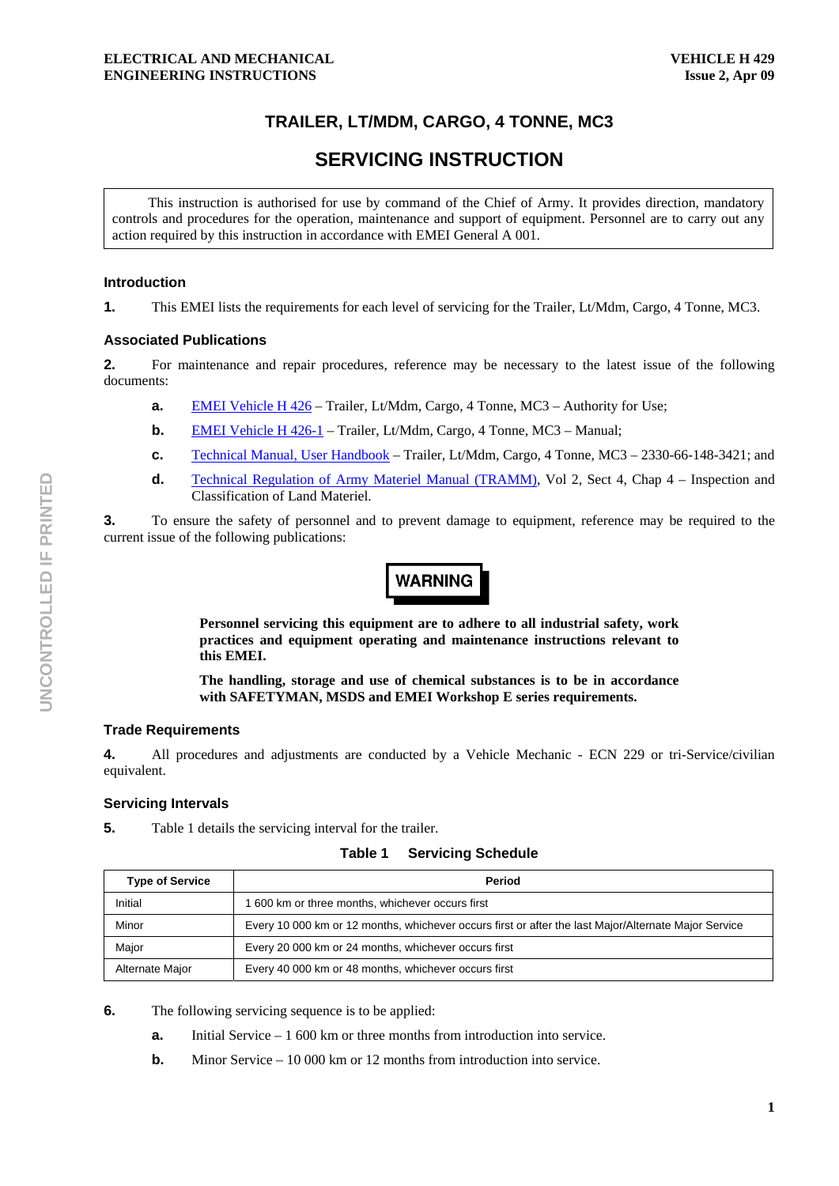# TRAILER, LT/MDM, CARGO, 4 TONNE, MC3

# SERVICING INSTRUCTION

This instruction is authorised for use by command of the Chief of Army. It provides direction, mandatory controls and procedures for the operation, maintenance and support of equipment. Personnel are to carry out any action required by this instruction in accordance with EMEI General A 001.

## Introduction

**1.** This EMEI lists the requirements for each level of servicing for the Trailer, Lt/Mdm, Cargo, 4 Tonne, MC3.

## Associated Publications

**2.** For maintenance and repair procedures, reference may be necessary to the latest issue of the following documents:

- **a.** EMEI Vehicle H 426 – Trailer, Lt/Mdm, Cargo, 4 Tonne, MC3 – Authority for Use;
- **b.** EMEI Vehicle H 426-1 – Trailer, Lt/Mdm, Cargo, 4 Tonne, MC3 – Manual;
- **c.** Technical Manual, User Handbook – Trailer, Lt/Mdm, Cargo, 4 Tonne, MC3 – 2330-66-148-3421; and
- **d.** Technical Regulation of Army Materiel Manual (TRAMM), Vol 2, Sect 4, Chap 4 – Inspection and Classification of Land Materiel.

**3.** To ensure the safety of personnel and to prevent damage to equipment, reference may be required to the current issue of the following publications:

**WARNING**

**Personnel servicing this equipment are to adhere to all industrial safety, work practices and equipment operating and maintenance instructions relevant to this EMEI.**

**The handling, storage and use of chemical substances is to be in accordance with SAFETYMAN, MSDS and EMEI Workshop E series requirements.**

## Trade Requirements

**4.** All procedures and adjustments are conducted by a Vehicle Mechanic - ECN 229 or tri-Service/civilian equivalent.

## Servicing Intervals

**5.** Table 1 details the servicing interval for the trailer.

**Table 1 Servicing Schedule**

| Type of Service | Period |
|---|---|
| Initial | 1 600 km or three months, whichever occurs first |
| Minor | Every 10 000 km or 12 months, whichever occurs first or after the last Major/Alternate Major Service |
| Major | Every 20 000 km or 24 months, whichever occurs first |
| Alternate Major | Every 40 000 km or 48 months, whichever occurs first |

**6.** The following servicing sequence is to be applied:

- **a.** Initial Service – 1 600 km or three months from introduction into service.
- **b.** Minor Service – 10 000 km or 12 months from introduction into service.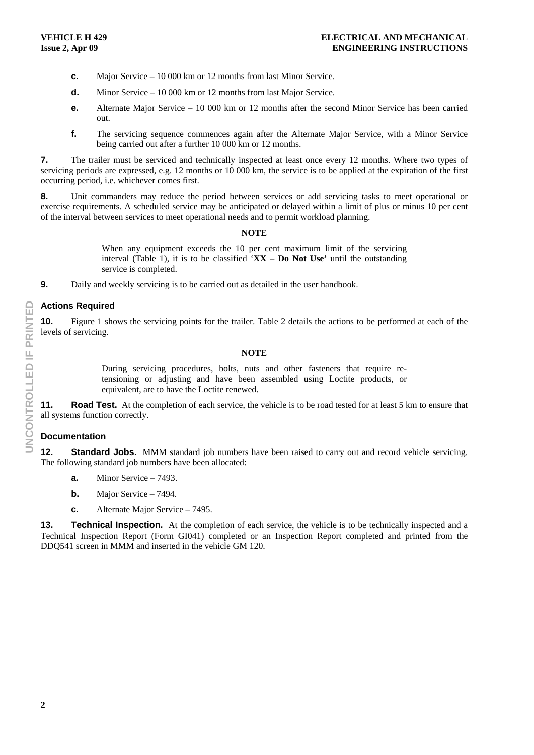**c.** Major Service – 10 000 km or 12 months from last Minor Service.

**d.** Minor Service – 10 000 km or 12 months from last Major Service.

**e.** Alternate Major Service – 10 000 km or 12 months after the second Minor Service has been carried out.

**f.** The servicing sequence commences again after the Alternate Major Service, with a Minor Service being carried out after a further 10 000 km or 12 months.

**7.** The trailer must be serviced and technically inspected at least once every 12 months. Where two types of servicing periods are expressed, e.g. 12 months or 10 000 km, the service is to be applied at the expiration of the first occurring period, i.e. whichever comes first.

**8.** Unit commanders may reduce the period between services or add servicing tasks to meet operational or exercise requirements. A scheduled service may be anticipated or delayed within a limit of plus or minus 10 per cent of the interval between services to meet operational needs and to permit workload planning.

**NOTE**

When any equipment exceeds the 10 per cent maximum limit of the servicing interval (Table 1), it is to be classified '**XX – Do Not Use'** until the outstanding service is completed.

**9.** Daily and weekly servicing is to be carried out as detailed in the user handbook.

### Actions Required

**10.** Figure 1 shows the servicing points for the trailer. Table 2 details the actions to be performed at each of the levels of servicing.

**NOTE**

During servicing procedures, bolts, nuts and other fasteners that require re-tensioning or adjusting and have been assembled using Loctite products, or equivalent, are to have the Loctite renewed.

**11. Road Test.** At the completion of each service, the vehicle is to be road tested for at least 5 km to ensure that all systems function correctly.

### Documentation

**12. Standard Jobs.** MMM standard job numbers have been raised to carry out and record vehicle servicing. The following standard job numbers have been allocated:

**a.** Minor Service – 7493.

**b.** Major Service – 7494.

**c.** Alternate Major Service – 7495.

**13. Technical Inspection.** At the completion of each service, the vehicle is to be technically inspected and a Technical Inspection Report (Form GI041) completed or an Inspection Report completed and printed from the DDQ541 screen in MMM and inserted in the vehicle GM 120.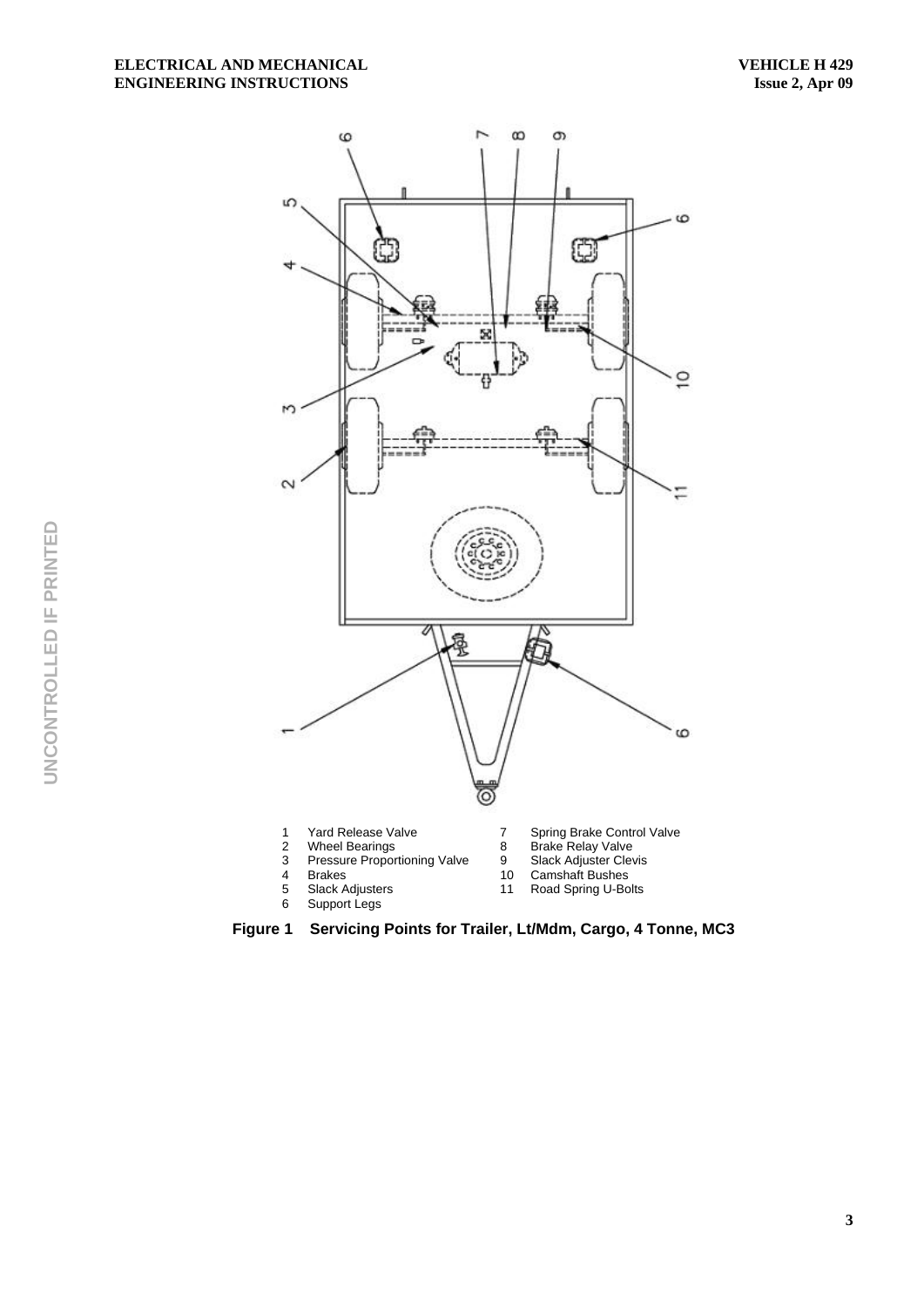1 Yard Release Valve
2 Wheel Bearings
3 Pressure Proportioning Valve
4 Brakes
5 Slack Adjusters
6 Support Legs
7 Spring Brake Control Valve
8 Brake Relay Valve
9 Slack Adjuster Clevis
10 Camshaft Bushes
11 Road Spring U-Bolts

**Figure 1 Servicing Points for Trailer, Lt/Mdm, Cargo, 4 Tonne, MC3**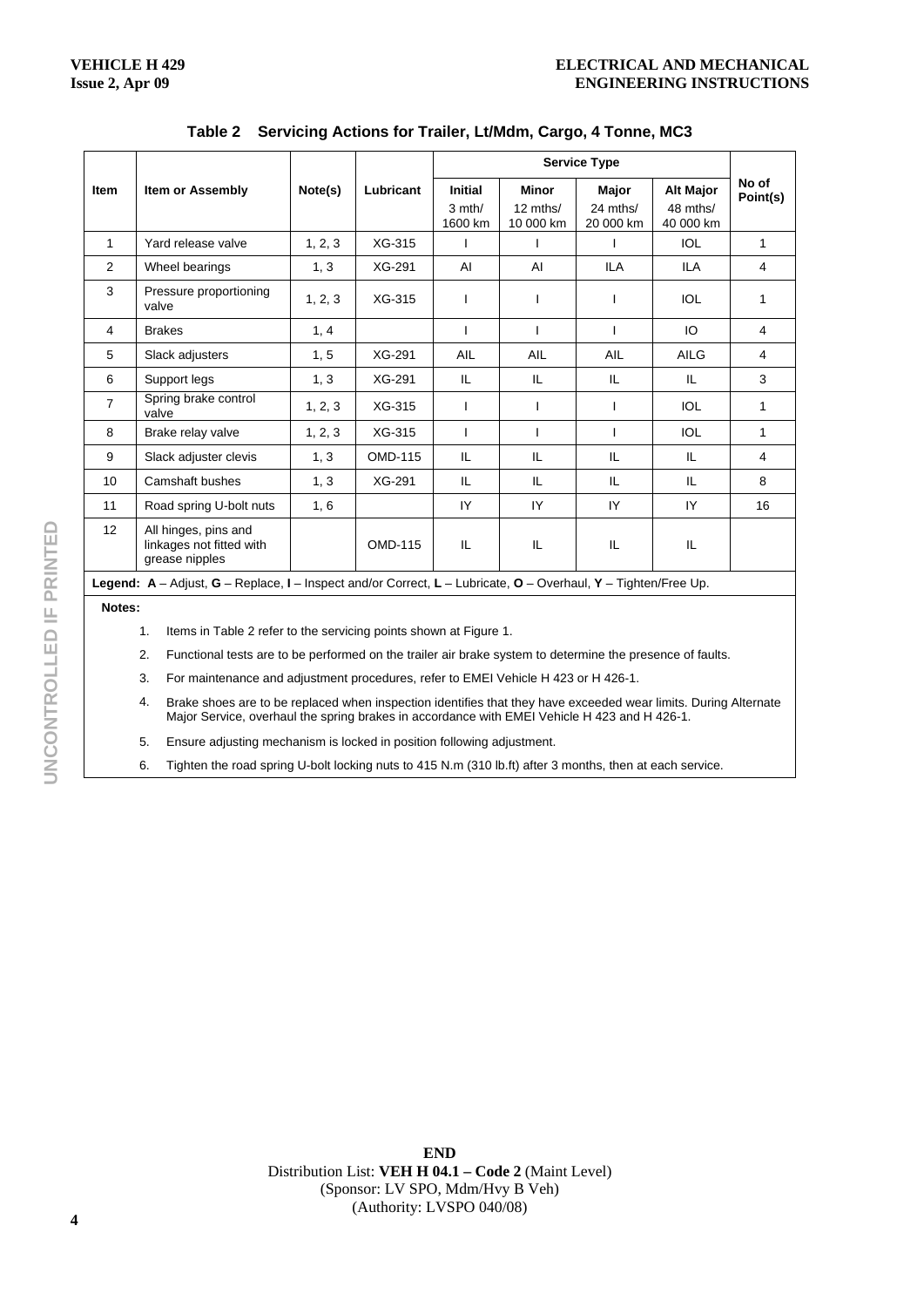**Table 2 Servicing Actions for Trailer, Lt/Mdm, Cargo, 4 Tonne, MC3**

| Item | Item or Assembly | Note(s) | Lubricant | Service Type | | | | No of Point(s) |
|---|---|---|---|---|---|---|---|---|
| | | | | Initial 3 mth/ 1600 km | Minor 12 mths/ 10 000 km | Major 24 mths/ 20 000 km | Alt Major 48 mths/ 40 000 km | |
| 1 | Yard release valve | 1, 2, 3 | XG-315 | I | I | I | IOL | 1 |
| 2 | Wheel bearings | 1, 3 | XG-291 | AI | AI | ILA | ILA | 4 |
| 3 | Pressure proportioning valve | 1, 2, 3 | XG-315 | I | I | I | IOL | 1 |
| 4 | Brakes | 1, 4 | | I | I | I | IO | 4 |
| 5 | Slack adjusters | 1, 5 | XG-291 | AIL | AIL | AIL | AILG | 4 |
| 6 | Support legs | 1, 3 | XG-291 | IL | IL | IL | IL | 3 |
| 7 | Spring brake control valve | 1, 2, 3 | XG-315 | I | I | I | IOL | 1 |
| 8 | Brake relay valve | 1, 2, 3 | XG-315 | I | I | I | IOL | 1 |
| 9 | Slack adjuster clevis | 1, 3 | OMD-115 | IL | IL | IL | IL | 4 |
| 10 | Camshaft bushes | 1, 3 | XG-291 | IL | IL | IL | IL | 8 |
| 11 | Road spring U-bolt nuts | 1, 6 | | IY | IY | IY | IY | 16 |
| 12 | All hinges, pins and linkages not fitted with grease nipples | | OMD-115 | IL | IL | IL | IL | |

**Legend:** **A** – Adjust, **G** – Replace, **I** – Inspect and/or Correct, **L** – Lubricate, **O** – Overhaul, **Y** – Tighten/Free Up.

**Notes:**

1. Items in Table 2 refer to the servicing points shown at Figure 1.
2. Functional tests are to be performed on the trailer air brake system to determine the presence of faults.
3. For maintenance and adjustment procedures, refer to EMEI Vehicle H 423 or H 426-1.
4. Brake shoes are to be replaced when inspection identifies that they have exceeded wear limits. During Alternate Major Service, overhaul the spring brakes in accordance with EMEI Vehicle H 423 and H 426-1.
5. Ensure adjusting mechanism is locked in position following adjustment.
6. Tighten the road spring U-bolt locking nuts to 415 N.m (310 lb.ft) after 3 months, then at each service.

**END**

Distribution List: **VEH H 04.1 – Code 2** (Maint Level)
(Sponsor: LV SPO, Mdm/Hvy B Veh)
(Authority: LVSPO 040/08)